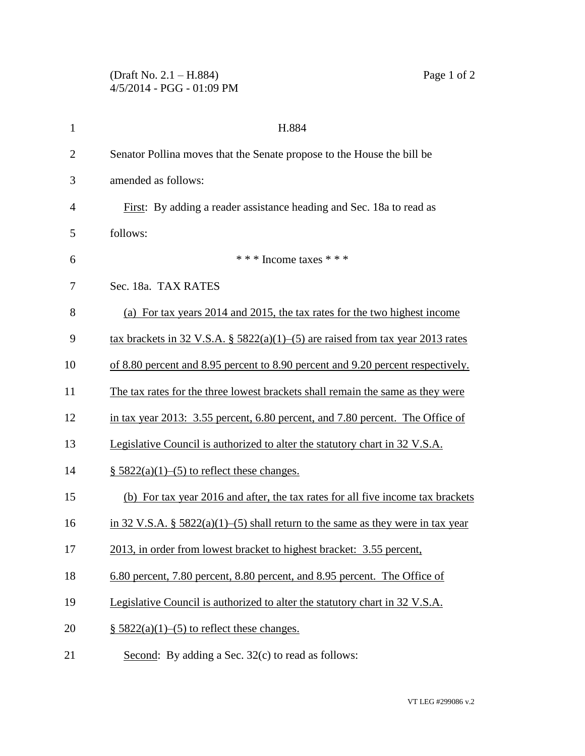(Draft No. 2.1 – H.884)
4/5/2014 - PGG - 01:09 PM

H.884

Senator Pollina moves that the Senate propose to the House the bill be amended as follows:

First: By adding a reader assistance heading and Sec. 18a to read as follows:

\* \* \* Income taxes \* \* \*

Sec. 18a. TAX RATES

(a) For tax years 2014 and 2015, the tax rates for the two highest income tax brackets in 32 V.S.A. § 5822(a)(1)–(5) are raised from tax year 2013 rates of 8.80 percent and 8.95 percent to 8.90 percent and 9.20 percent respectively. The tax rates for the three lowest brackets shall remain the same as they were in tax year 2013: 3.55 percent, 6.80 percent, and 7.80 percent. The Office of Legislative Council is authorized to alter the statutory chart in 32 V.S.A. § 5822(a)(1)–(5) to reflect these changes.

(b) For tax year 2016 and after, the tax rates for all five income tax brackets in 32 V.S.A. § 5822(a)(1)–(5) shall return to the same as they were in tax year 2013, in order from lowest bracket to highest bracket: 3.55 percent, 6.80 percent, 7.80 percent, 8.80 percent, and 8.95 percent. The Office of Legislative Council is authorized to alter the statutory chart in 32 V.S.A. § 5822(a)(1)–(5) to reflect these changes.

Second: By adding a Sec. 32(c) to read as follows:

VT LEG #299086 v.2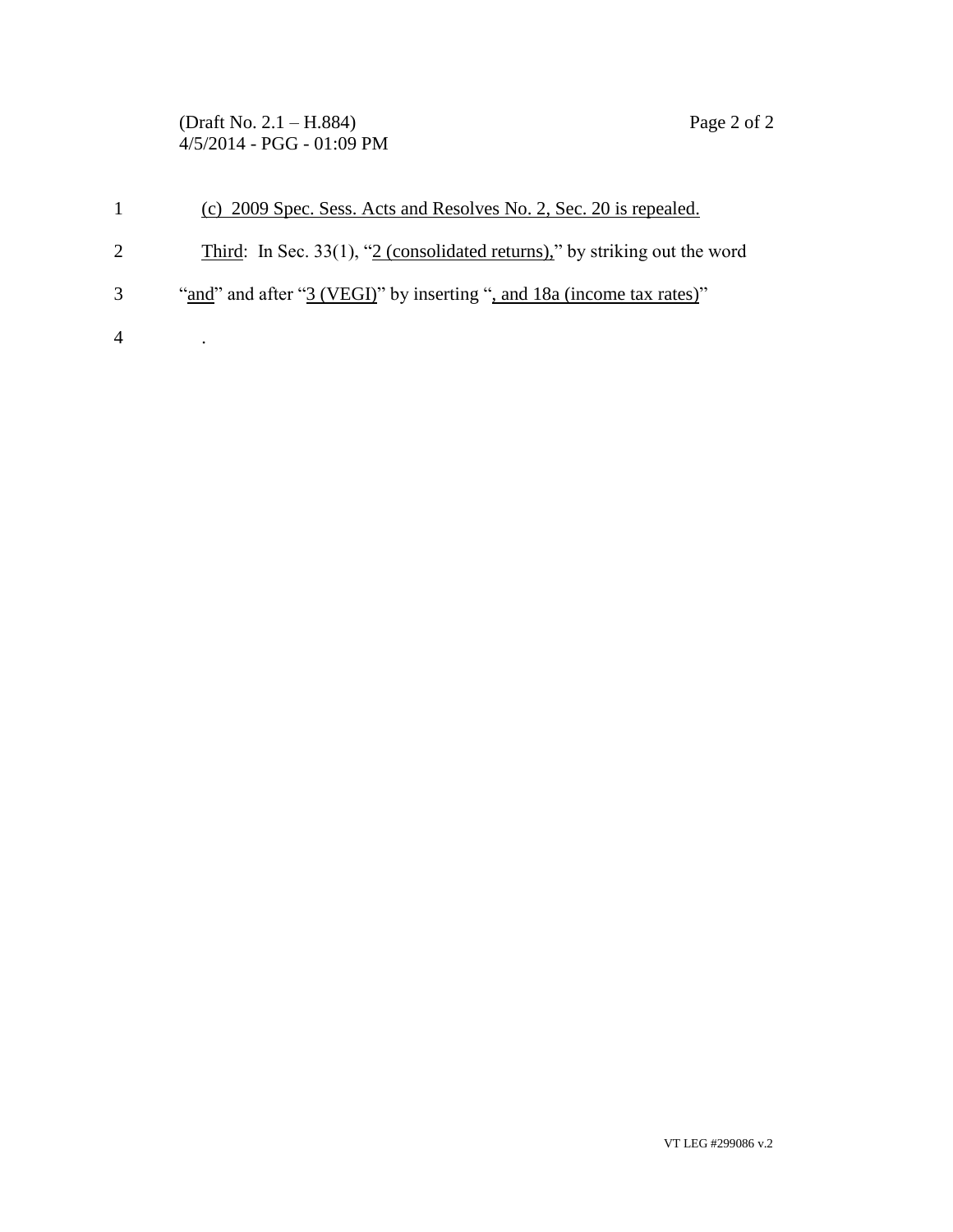(c) 2009 Spec. Sess. Acts and Resolves No. 2, Sec. 20 is repealed.

Third: In Sec. 33(1), "2 (consolidated returns)," by striking out the word "and" and after "3 (VEGI)" by inserting ", and 18a (income tax rates)"

.